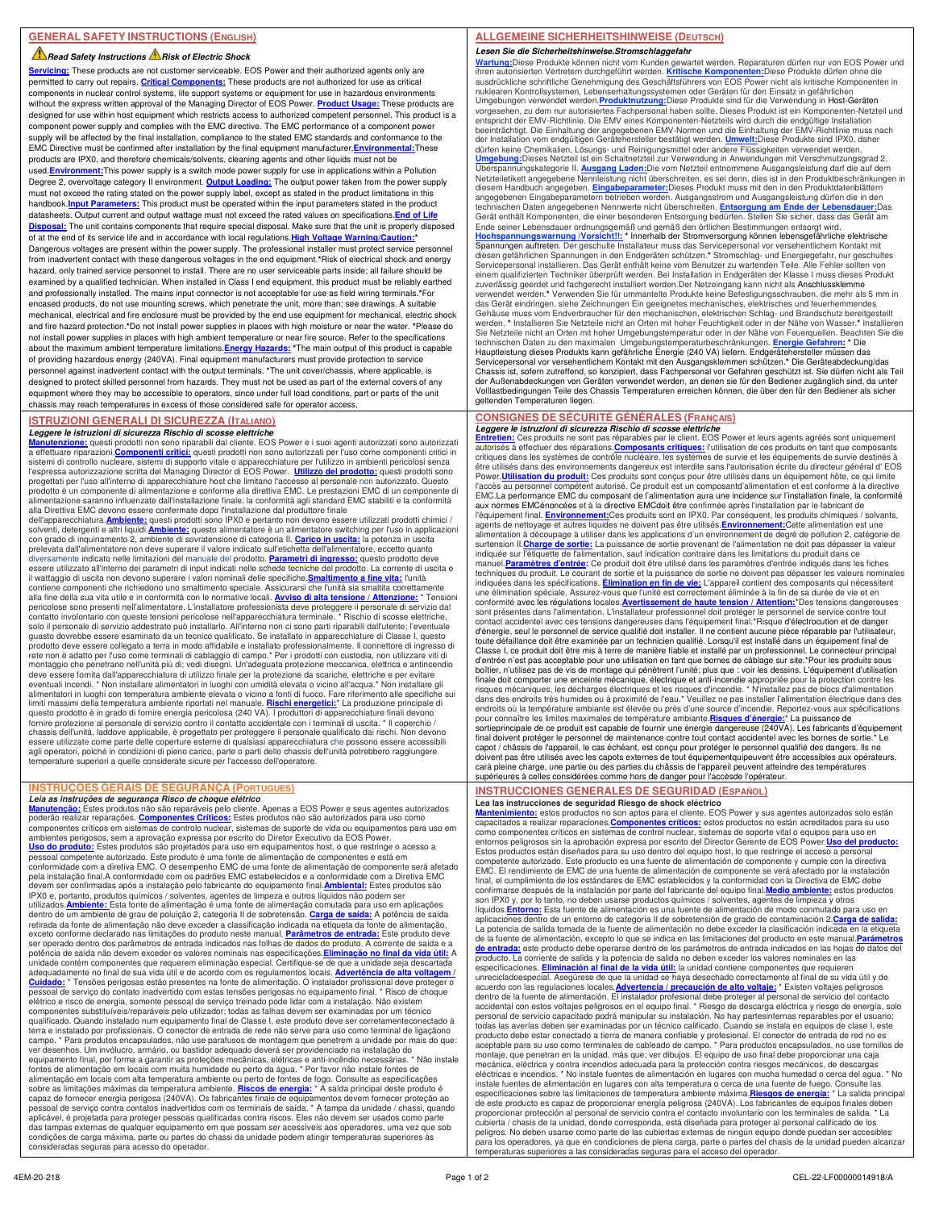## GENERAL SAFETY INSTRUCTIONS (ENGLISH)

*⚠ Read Safety Instructions ⚠ Risk of Electric Shock*

**Servicing:** These products are not customer serviceable. EOS Power and their authorized agents only are permitted to carry out repairs. **Critical Components:** These products are not authorized for use as critical components in nuclear control systems, life support systems or equipment for use in hazardous environments without the express written approval of the Managing Director of EOS Power. **Product Usage:** These products are designed for use within host equipment which restricts access to authorized competent personnel. This product is a component power supply and complies with the EMC directive. The EMC performance of a component power supply will be affected by the final installation, compliance to the stated EMC standards and conformance to the EMC Directive must be confirmed after installation by the final equipment manufacturer.**Environmental:**These products are IPX0, and therefore chemicals/solvents, cleaning agents and other liquids must not be used.**Environment:**This power supply is a switch mode power supply for use in applications within a Pollution Degree 2, overvoltage category II environment. **Output Loading:** The output power taken from the power supply must not exceed the rating stated on the power supply label, except as stated in the product limitations in this handbook.**Input Parameters:** This product must be operated within the input parameters stated in the product datasheets. Output current and output wattage must not exceed the rated values on specifications.**End of Life Disposal:** The unit contains components that require special disposal. Make sure that the unit is properly disposed of at the end of its service life and in accordance with local regulations.**High Voltage Warning/Caution:*** Dangerous voltages are present within the power supply. The professional installer must protect service personnel from inadvertent contact with these dangerous voltages in the end equipment.*Risk of electrical shock and energy hazard, only trained service personnel to install. There are no user serviceable parts inside; all failure should be examined by a qualified technician. When installed in Class I end equipment, this product must be reliably earthed and professionally installed. The mains input connector is not acceptable for use as field wiring terminals.*For encased products, do not use mounting screws, which penetrate the unit, more than; see drawings. A suitable mechanical, electrical and fire enclosure must be provided by the end use equipment for mechanical, electric shock and fire hazard protection.*Do not install power supplies in places with high moisture or near the water. *Please do not install power supplies in places with high ambient temperature or near fire source. Refer to the specifications about the maximum ambient temperature limitations.**Energy Hazards:** *The main output of this product is capable of providing hazardous energy (240VA). Final equipment manufacturers must provide protection to service personnel against inadvertent contact with the output terminals. *The unit cover/chassis, where applicable, is designed to protect skilled personnel from hazards. They must not be used as part of the external covers of any equipment where they may be accessible to operators, since under full load conditions, part or parts of the unit chassis may reach temperatures in excess of those considered safe for operator access.

## ALLGEMEINE SICHERHEITSHINWEISE (DEUTSCH)

*Lesen Sie die Sicherheitshinweise.Stromschlaggefahr*

**Wartung:**Diese Produkte können nicht vom Kunden gewartet werden. Reparaturen dürfen nur von EOS Power und ihren autorisierten Vertretern durchgeführt werden. **Kritische Komponenten:**Diese Produkte dürfen ohne die ausdrückliche schriftliche Genehmigung des Geschäftsführers von EOS Power nicht als kritische Komponenten in nuklearen Kontrollsystemen, Lebenserhaltungssystemen oder Geräten für den Einsatz in gefährlichen Umgebungen verwendet werden.**Produktnutzung:**Diese Produkte sind für die Verwendung in Host-Geräten vorgesehen, zu denen nur autorisiertes Fachpersonal Zugang haben sollte. Dieses Produkt ist ein Komponenten-Netzteil und entspricht der EMV-Richtlinie. Die EMV eines Komponenten-Netzteils wird durch die endgültige Installation beeinträchtigt. Die Einhaltung der angegebenen EMV-Normen und die Einhaltung der EMV-Richtlinie muss nach der Installation vom endgültigen Gerätehersteller bestätigt werden. **Umwelt:**Diese Produkte sind IPX0, daher dürfen keine Chemikalien, Lösungs- und Reinigungsmittel oder andere Flüssigkeiten verwendet werden. **Umgebung:**Dieses Netzteil ist ein Schaltnetzteil zur Verwendung in Anwendungen mit Verschmutzungsgrad 2, Überspannungskategorie II. **Ausgang Laden:**Die vom Netzteil entnommene Ausgangsleistung darf die auf dem Netzteiletikett angegebene Nennleistung nicht überschreiten, es sei denn, dies ist in den Produktbeschränkungen in diesem Handbuch angegeben. **Eingabeparameter:**Dieses Produkt muss mit den in den Produktdatenblättern angegebenen Eingabeparametern betrieben werden. Ausgangsstrom und Ausgangsleistung dürfen die in den technischen Daten angegebenen Nennwerte nicht überschreiten. **Entsorgung am Ende der Lebensdauer:**Das Gerät enthält Komponenten, die einer besonderen Entsorgung bedürfen. Stellen Sie sicher, dass das Gerät am Ende seiner Lebensdauer ordnungsgemäß und gemäß den örtlichen Bestimmungen entsorgt wird. **Hochspannungswarnung /Vorsicht!:*** Innerhalb der Stromversorgung können lebensgefährliche elektrische Spannungen auftreten. Der geschulte Installateur muss das Servicepersonal vor versehentlichem Kontakt mit diesen gefährlichen Spannungen in den Endgeräten schützen.* Stromschlag- und Energiegefahr, nur geschultes Servicepersonal installieren. Das Gerät enthält keine vom Benutzer zu wartenden Teile. Alle Fehler sollten von einem qualifizierten Techniker überprüft werden. Bei Installation in Endgeräten der Klasse I muss dieses Produkt zuverlässig geerdet und fachgerecht installiert werden.Der Netzeingang kann nicht als Anschlussklemme verwendet werden.* Verwenden Sie für ummantelte Produkte keine Befestigungsschrauben, die mehr als 5 mm in das Gerät eindringen. siehe Zeichnungen Ein geeignetes mechanisches, elektrisches und feuerhemmendes Gehäuse muss vom Endverbraucher für den mechanischen, elektrischen Schlag- und Brandschutz bereitgestellt werden. * Installieren Sie Netzteile nicht an Orten mit hoher Feuchtigkeit oder in der Nähe von Wasser.* Installieren Sie Netzteile nicht an Orten mit hoher Umgebungstemperatur oder in der Nähe von Feuerquellen. Beachten Sie die technischen Daten zu den maximalen Umgebungstemperaturbeschränkungen. **Energie Gefahren:** * Die Hauptleistung dieses Produkts kann gefährliche Energie (240 VA) liefern. Endgerätehersteller müssen das Servicepersonal vor versehentlichem Kontakt mit den Ausgangsklemmen schützen.* Die Geräteabdeckung/das Chassis ist, sofern zutreffend, so konzipiert, dass Fachpersonal vor Gefahren geschützt ist. Sie dürfen nicht als Teil der Außenabdeckungen von Geräten verwendet werden, an denen sie für den Bediener zugänglich sind, da unter Volllastbedingungen Teile des Chassis Temperaturen erreichen können, die über den für den Bediener als sicher geltenden Temperaturen liegen.

## ISTRUZIONI GENERALI DI SICUREZZA (ITALIANO)

*Leggere le istruzioni di sicurezza Rischio di scosse elettriche*

**Manutenzione:** questi prodotti non sono riparabili dal cliente. EOS Power e i suoi agenti autorizzati sono autorizzati a effettuare riparazioni.**Componenti critici:** questi prodotti non sono autorizzati per l'uso come componenti critici in sistemi di controllo nucleare, sistemi di supporto vitale o apparecchiature per l'utilizzo in ambienti pericolosi senza l'espressa autorizzazione scritta del Managing Director di EOS Power. **Utilizzo del prodotto:** questi prodotti sono progettati per l'uso all'interno di apparecchiature host che limitano l'accesso al personale non autorizzato. Questo prodotto è un componente di alimentazione e conforme alla direttiva EMC. Le prestazioni EMC di un componente di alimentazione saranno influenzate dall'installazione finale, la conformità agli standard EMC stabiliti e la conformità alla Direttiva EMC devono essere confermate dopo l'installazione dal produttore finale dell'apparecchiatura.**Ambiente:** questi prodotti sono IPX0 e pertanto non devono essere utilizzati prodotti chimici / solventi, detergenti e altri liquidi.**Ambiente:** questo alimentatore è un alimentatore switching per l'uso in applicazioni con grado di inquinamento 2, ambiente di sovratensione di categoria II. **Carico in uscita:** la potenza in uscita prelevata dall'alimentatore non deve superare il valore indicato sull'etichetta dell'alimentatore, eccetto quanto diversamente indicato nelle limitazioni del manuale del prodotto. **Parametri di ingresso:** questo prodotto deve essere utilizzato all'interno dei parametri di input indicati nelle schede tecniche del prodotto. La corrente di uscita e il wattaggio di uscita non devono superare i valori nominali delle specifiche.**Smaltimento a fine vita:** l'unità contiene componenti che richiedono uno smaltimento speciale. Assicurarsi che l'unità sia smaltita correttamente alla fine della sua vita utile e in conformità con le normative locali. **Avviso di alta tensione / Attenzione:** * Tensioni pericolose sono presenti nell'alimentatore. L'installatore professionista deve proteggere il personale di servizio dal contatto involontario con queste tensioni pericolose nell'apparecchiatura terminale. * Rischio di scosse elettriche, solo il personale di servizio addestrato può installarlo. All'interno non ci sono parti riparabili dall'utente; l'eventuale guasto dovrebbe essere esaminato da un tecnico qualificato. Se installato in apparecchiature di Classe I, questo prodotto deve essere collegato a terra in modo affidabile e installato professionalmente. Il connettore di ingresso di rete non è adatto per l'uso come terminali di cablaggio di campo.* Per i prodotti con custodia, non utilizzare viti di montaggio che penetrano nell'unità più di; vedi disegni. Un'adeguata protezione meccanica, elettrica e antincendio deve essere fornita dall'apparecchiatura di utilizzo finale per la protezione da scariche, elettriche e per evitare eventuali incendi. * Non installare alimentatori in luoghi con umidità elevata o vicino all'acqua.* Non installare gli alimentatori in luoghi con temperatura ambiente elevata o vicino a fonti di fuoco. Fare riferimento alle specifiche sui limiti massimi della temperatura ambiente riportati nel manuale. **Rischi energetici:*** La produzione principale di questo prodotto è in grado di fornire energia pericolosa (240 VA). I produttori di apparecchiature finali devono fornire protezione al personale di servizio contro il contatto accidentale con i terminali di uscita. * Il coperchio / chassis dell'unità, laddove applicabile, è progettato per proteggere il personale qualificato dai rischi. Non devono essere utilizzate come parte delle coperture esterne di qualsiasi apparecchiatura che possono essere accessibili agli operatori, poiché in condizioni di pieno carico, parte o parti dello chassis dell'unità potrebbero raggiungere temperature superiori a quelle considerate sicure per l'accesso dell'operatore.

## CONSIGNES DE SÉCURITÉ GÉNÉRALES (FRANÇAIS)

*Leggere le istruzioni di sicurezza Rischio di scosse elettriche*

**Entretien:** Ces produits ne sont pas réparables par le client. EOS Power et leurs agents agréés sont uniquement autorisés à effectuer des réparations.**Composants critiques:** l'utilisation de ces produits en tant que composants critiques dans les systèmes de contrôle nucléaire, les systèmes de survie et les équipements de survie destinés à être utilisés dans des environnements dangereux est interdite sans l'autorisation écrite du directeur général d' EOS Power.**Utilisation du produit:** Ces produits sont conçus pour être utilisés dans un équipement hôte, ce qui limite l'accès au personnel compétent autorisé. Ce produit est un composantd'alimentation et est conforme à la directive EMC.La performance EMC du composant de l'alimentation aura une incidence sur l'installation finale, la conformité aux normes EMCénoncées et à la directive EMCdoit être confirmée après l'installation par le fabricant de l'équipement final. **Environnement:**Ces produits sont en IPX0. Par conséquent, les produits chimiques / solvants, agents de nettoyage et autres liquides ne doivent pas être utilisés.**Environnement:**Cette alimentation est une alimentation à découpage à utiliser dans les applications d'un environnement de degré de pollution 2, catégorie de surtension II.**Charge de sortie:** La puissance de sortie provenant de l'alimentation ne doit pas dépasser la valeur indiquée sur l'étiquette de l'alimentation, sauf indication contraire dans les limitations du produit dans ce manuel.**Paramètres d'entrée:** Ce produit doit être utilisé dans les paramètres d'entrée indiqués dans les fiches techniques du produit. Le courant de sortie et la puissance de sortie ne doivent pas dépasser les valeurs nominales indiquées dans les spécifications. **Élimination en fin de vie:** L'appareil contient des composants qui nécessitent une élimination spéciale. Assurez-vous que l'unité est correctement éliminée à la fin de sa durée de vie et en conformité avec les régulations locales.**Avertissement de haute tension / Attention:***Des tensions dangereuses sont présentes dans l'alimentation. L'installateur professionnel doit protéger le personnel de service contre tout contact accidentel avec ces tensions dangereuses dans l'équipement final.*Risque d'électrocution et de danger d'énergie, seul le personnel de service qualifié doit installer. Il ne contient aucune pièce réparable par l'utilisateur, toute défaillance doit être examinée par un technicien qualifié. Lorsqu'il est installé dans un équipement final de Classe I, ce produit doit être mis à terre de manière fiable et installé par un professionnel. Le connecteur principal d'entrée n'est pas acceptable pour une utilisation en tant que bornes de câblage sur site.*Pour les produits sous boîtier, n'utilisez pas de vis de montage qui pénètrent l'unité; plus que : voir les dessins. L'équipement d'utilisation finale doit comporter une enceinte mécanique, électrique et anti-incendie appropriée pour la protection contre les risques mécaniques, les décharges électriques et les risques d'incendie. * N'installez pas de blocs d'alimentation dans des endroits très humides ou à proximité de l'eau.* Veuillez ne pas installer l'alimentation électrique dans des endroits où la température ambiante est élevée ou près d'une source d'incendie. Reportez-vous aux spécifications pour connaître les limites maximales de température ambiante.**Risques d'énergie:*** La puissance de sortieprincipale de ce produit est capable de fournir une énergie dangereuse (240VA). Les fabricants d'équipement final doivent protéger le personnel de maintenance contre tout contact accidentel avec les bornes de sortie.* Le capot / châssis de l'appareil, le cas échéant, est conçu pour protéger le personnel qualifié des dangers. Ils ne doivent pas être utilisés avec les capots externes de tout équipementquipeuvent être accessibles aux opérateurs, carà pleine charge, une partie ou des parties du châssis de l'appareil peuvent atteindre des températures supérieures à celles considérées comme hors de danger pour l'accèsde l'opérateur.

## INSTRUÇÕES GERAIS DE SEGURANÇA (PORTUGUES)

*Leia as instruções de segurança Risco de choque elétrico*

**Manutenção:** Estes produtos não são reparáveis pelo cliente. Apenas a EOS Power e seus agentes autorizados poderão realizar reparações. **Componentes Críticos:** Estes produtos não são autorizados para uso como componentes críticos em sistemas de controlo nuclear, sistemas de suporte de vida ou equipamentos para uso em ambientes perigosos, sem a aprovação expressa por escrito do Diretor Executivo da EOS Power. **Uso do produto:** Estes produtos são projetados para uso em equipamentos host, o que restringe o acesso a pessoal competente autorizado. Este produto é uma fonte de alimentação de componentes e está em conformidade com a diretiva EMC. O desempenho EMC de uma fonte de alimentação de componente será afetado pela instalação final.A conformidade com os padrões EMC estabelecidos e a conformidade com a Diretiva EMC devem ser confirmadas após a instalação pelo fabricante do equipamento final.**Ambiental:** Estes produtos são IPX0 e, portanto, produtos químicos / solventes, agentes de limpeza e outros líquidos não podem ser utilizados.**Ambiente:** Esta fonte de alimentação é uma fonte de alimentação comutada para uso em aplicações dentro de um ambiente de grau de poluição 2, categoria II de sobretensão. **Carga de saída:** A potência de saída retirada da fonte de alimentação não deve exceder a classificação indicada na etiqueta da fonte de alimentação, exceto conforme declarado nas limitações do produto neste manual. **Parâmetros de entrada:** Este produto deve ser operado dentro dos parâmetros de entrada indicados nas folhas de dados do produto. A corrente de saída e a potência de saída não devem exceder os valores nominais nas especificações.**Eliminação no final da vida útil:** A unidade contém componentes que requerem eliminação especial. Certifique-se de que a unidade seja descartada adequadamente no final de sua vida útil e de acordo com os regulamentos locais. **Advertência de alta voltagem / Cuidado:** * Tensões perigosas estão presentes na fonte de alimentação. O instalador profissional deve proteger o pessoal de serviço do contato inadvertido com estas tensões perigosas no equipamento final. * Risco de choque elétrico e risco de energia, somente pessoal de serviço treinado pode lidar com a instalação. Não existem componentes substituíveis/reparáveis pelo utilizador; todas as falhas devem ser examinadas por um técnico qualificado. Quando instalado num equipamento final de Classe I, este produto deve ser corretamenteconectado à terra e instalado por profissionais. O conector de entrada de rede não serve para uso como terminal de ligaçãono campo. * Para produtos encapsulados, não use parafusos de montagem que penetrem a unidade por mais do que: ver desenhos. Um invólucro, armário, ou bastidor adequado deverá ser providenciado na instalação do equipamento final, por forma a garantir as proteções mecânicas, elétricas e anti-incêndio necessárias. * Não instale fontes de alimentação em locais com muita humidade ou perto da água. * Por favor não instale fontes de alimentação em locais com alta temperatura ambiente ou perto de fontes de fogo. Consulte as especificações sobre as limitações máximas da temperatura ambiente. **Riscos de energia:** * A saída principal deste produto é capaz de fornecer energia perigosa (240VA). Os fabricantes finais de equipamentos devem fornecer proteção ao pessoal de serviço contra contatos inadvertidos com os terminais de saída. * A tampa da unidade / chassi, quando aplicável, é projetada para proteger pessoas qualificadas contra riscos. Eles não devem ser usados como parte das tampas externas de qualquer equipamento em que possam ser acessíveis aos operadores, uma vez que sob condições de carga máxima, parte ou partes do chassi da unidade podem atingir temperaturas superiores às consideradas seguras para acesso do operador.

## INSTRUCCIONES GENERALES DE SEGURIDAD (ESPAÑOL)

**Lea las instrucciones de seguridad Riesgo de shock eléctrico**

**Mantenimiento:** estos productos no son aptos para el cliente. EOS Power y sus agentes autorizados solo están capacitados a realizar reparaciones.**Componentes críticos:** estos productos no están acreditados para su uso como componentes críticos en sistemas de control nuclear, en sistemas de soporte vital o equipos para uso en entornos peligrosos sin la aprobación expresa por escrito del Director Gerente de EOS Power.**Uso del producto:** Estos productos están diseñados para su uso dentro del equipo host, lo que restringe el acceso a personal competente autorizado. Este producto es una fuente de alimentación de componente y cumple con la directiva EMC. El rendimiento de EMC de una fuente de alimentación de componente se verá afectado por la instalación final, el cumplimiento de los estándares de EMC establecidos y la conformidad con la Directiva de EMC debe confirmarse después de la instalación por parte del fabricante del equipo final.**Medio ambiente:** estos productos son IPX0 y, por lo tanto, no deben usarse productos químicos / solventes, agentes de limpieza y otros líquidos.**Entorno:** Esta fuente de alimentación es una fuente de alimentación de modo conmutado para uso en aplicaciones dentro de un entorno de categoría II de sobretensión de grado de contaminación 2.**Carga de salida:** La potencia de salida tomada de la fuente de alimentación no debe exceder la clasificación indicada en la etiqueta de la fuente de alimentación, excepto lo que se indica en las limitaciones del producto en este manual.**Parámetros de entrada:** este producto debe operarse dentro de los parámetros de entrada indicados en las hojas de datos del producto. La corriente de salida y la potencia de salida no deben exceder los valores nominales en las especificaciones. **Eliminación al final de la vida útil:** la unidad contiene componentes que requieren unreciclado especial. Asegúrese de que la unidad se haya desechado correctamente al final de su vida útil y de acuerdo con las regulaciones locales.**Advertencia / precaución de alto voltaje:** * Existen voltajes peligrosos dentro de la fuente de alimentación. El instalador profesional debe proteger al personal de servicio del contacto accidental con estos voltajes peligrosos en el equipo final. * Riesgo de descarga eléctrica y riesgo de energía, solo personal de servicio capacitado podrá manipular su instalación. No hay partesinternas reparables por el usuario; todas las averías deben ser examinadas por un técnico calificado. Cuando se instala en equipos de clase I, este producto debe estar conectado a tierra de manera confiable y profesional. El conector de entrada de red no es aceptable para su uso como terminales de cableado de campo. * Para productos encapsulados, no use tornillos de montaje, que penetran en la unidad, más que; ver dibujos. El equipo de uso final debe proporcionar una caja mecánica, eléctrica y contra incendios adecuada para la protección contra riesgos mecánicos, de descargas eléctricas e incendios. * No instale fuentes de alimentación en lugares con mucha humedad o cerca del agua. * No instale fuentes de alimentación en lugares con alta temperatura o cerca de una fuente de fuego. Consulte las especificaciones sobre las limitaciones de temperatura ambiente máxima.**Riesgos de energía:** * La salida principal de este producto es capaz de proporcionar energía peligrosa (240VA). Los fabricantes de equipos finales deben proporcionar protección al personal de servicio contra el contacto involuntario con los terminales de salida. * La cubierta / chasis de la unidad, donde corresponda, está diseñada para proteger al personal calificado de los peligros. No deben usarse como parte de las cubiertas externas de ningún equipo donde puedan ser accesibles para los operadores, ya que en condiciones de plena carga, parte o partes del chasis de la unidad pueden alcanzar temperaturas superiores a las consideradas seguras para el acceso del operador.

4EM-20-218 CEL-22-LF00000014918/A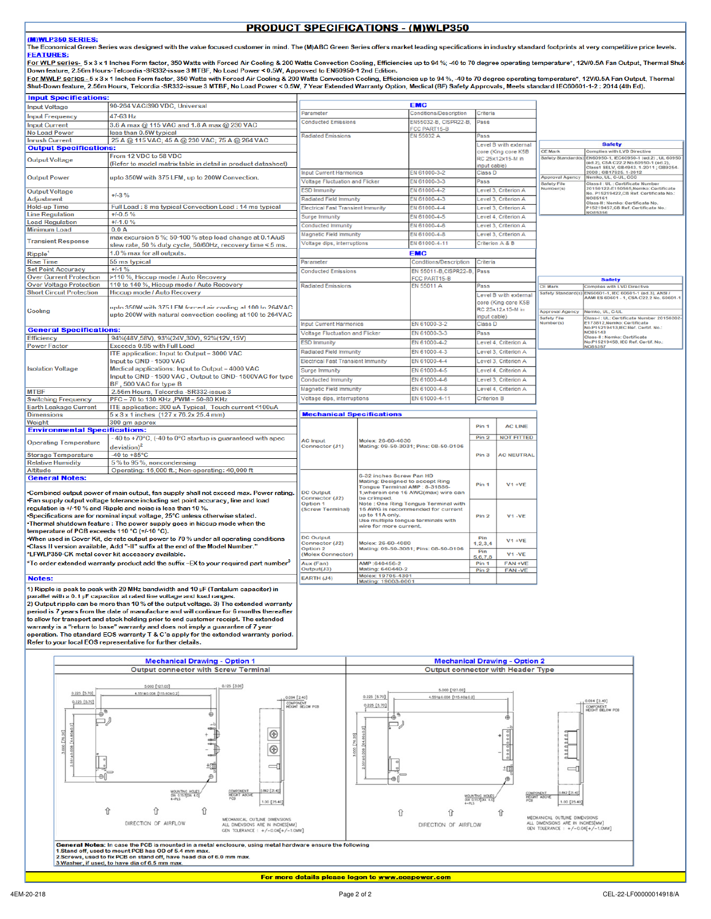# PRODUCT SPECIFICATIONS - (M)WLP350

**(M)WLP350 SERIES:**

The Economical Green Series was designed with the value focused customer in mind. The (M)ABC Green Series offers market leading specifications in industry standard footprints at very competitive price levels.

**FEATURES:**

**For WLP series-** 5 x 3 x 1 Inches Form factor, 350 Watts with Forced Air Cooling & 200 Watts Convection Cooling, Efficiencies up to 94 %; -40 to 70 degree operating temperature*, 12V/0.5A Fan Output, Thermal Shut-Down feature, 2.56m Hours-Telcordia -SR332-issue 3 MTBF, No Load Power < 0.5W, Approved to EN60950-1 2nd Edition.

**For MWLP series**- 5 x 3 x 1 Inches Form factor, 350 Watts with Forced Air Cooling & 200 Watts Convection Cooling, Efficiencies up to 94 %, -40 to 70 degree operating temperature*, 12V/0.5A Fan Output, Thermal Shut-Down feature, 2.56m Hours, Telcordia -SR332-issue 3 MTBF, No Load Power < 0.5W, 7 Year Extended Warranty Option, Medical (BF) Safety Approvals, Meets standard IEC60601-1-2 : 2014 (4th Ed).

## Input Specifications:

| | |
|---|---|
| Input Voltage | 90-264 VAC/390 VDC, Universal |
| Input Frequency | 47-63 Hz |
| Input Current | 3.6 A max @ 115 VAC and 1.8 A max @ 230 VAC |
| No Load Power | less than 0.5W typical |
| Inrush Current | 25 A @ 115 VAC; 45 A @ 230 VAC; 75 A @ 264 VAC |

## Output Specifications:

| | |
|---|---|
| Output Voltage | From 12 VDC to 58 VDC (Refer to model matrix table in detail in product datasheet) |
| Output Power | upto 350W with 375 LFM, up to 200W Convection. |
| Output Voltage Adjustment | +/-3 % |
| Hold-up Time | Full Load : 8 ms typical Convection Load : 14 ms typical |
| Line Regulation | +/-0.5 % |
| Load Regulation | +/-1.0 % |
| Minimum Load | 0.0 A |
| Transient Response | max excursion 5 %; 50-100 % step load change at 0.1 A/uS slew rate, 50 % duty cycle, 50/60Hz, recovery time < 5 ms. |
| Ripple[1] | 1.0 % max for all outputs. |
| Rise Time | 55 ms typical |
| Set Point Accuracy | +/-1 % |
| Over Current Protection | >110 %, Hiccup mode / Auto Recovery |
| Over Voltage Protection | 110 to 140 %, Hiccup mode / Auto Recovery |
| Short Circuit Protection | Hiccup mode / Auto Recovery |
| Cooling | upto 350W with 375LFM forced air cooling at 100 to 264VAC upto 200W with natural convection cooling at 100 to 264VAC |

## General Specifications:

| | |
|---|---|
| Efficiency | 94%(48V,58V), 93%(24V,30V), 92%(12V,15V) |
| Power Factor | Exceeds 0.95 with Full Load |
| Isolation Voltage | ITE application: Input to Output – 3000 VAC Input to GND - 1500 VAC Medical applications: Input to Output – 4000 VAC Input to GND - 1500 VAC , Output to GND- 1500VAC for type BF , 500 VAC for type B |
| MTBF | 2.56m Hours, Telcordia -SR332-issue 3 |
| Switching Frequency | PFC – 70 to 130 KHz ,PWM – 50-80 KHz |
| Earth Leakage Current | ITE application: 300 uA Typical, Touch current <100uA |
| Dimensions | 5 x 3 x 1 inches (127 x 76.2x 25.4 mm) |
| Weight | 300 gm approx |

## Environmental Specifications:

| | |
|---|---|
| Operating Temperature | -40 to +70°C, (-40 to 0°C startup is guaranteed with spec deviation)[2] |
| Storage Temperature | -40 to +85°C |
| Relative Humidity | 5 % to 95 %, noncondensing |
| Altitude | Operating: 16,000 ft.; Non-operating: 40,000 ft |

## General Notes:

- Combined output power of main output, fan supply shall not exceed max. Power rating.
- Fan supply output voltage tolerance including set point accuracy, line and load regulation is +/-10 % and Ripple and noise is less than 10 %.
- Specifications are for nominal input voltage, 25°C unless otherwise stated.
- Thermal shutdown feature : The power supply goes in hiccup mode when the temperature of PCB exceeds 110 °C (+/-10 °C).
- When used in Cover Kit, de-rate output power to 70 % under all operating conditions
- Class II version available, Add "-II" suffix at the end of the Model Number."
- LFWLP350-CK metal cover kit accessory available.

*To order extended warranty product add the suffix –EX to your required part number[3]

## Notes:

1) Ripple is peak to peak with 20 MHz bandwidth and 10 µF (Tantalum capacitor) in parallel with a 0.1 µF capacitor at rated line voltage and load ranges.
2) Output ripple can be more than 10 % of the output voltage. 3) The extended warranty period is 7 years from the date of manufacture and will continue for 6 months thereafter to allow for transport and stock holding prior to end customer receipt. The extended warranty is a "return to base" warranty and does not imply a guarantee of 7 year operation. The standard EOS warranty T & C's apply for the extended warranty period. Refer to your local EOS representative for further details.

## EMC

| Parameter | Conditions/Description | Criteria |
|---|---|---|
| Conducted Emissions | EN55032-B, CISPR22-B, FCC PART15-B | Pass |
| Radiated Emissions | EN 55032 A | Pass<br>Level B with external core (King core K5B RC 25x12x15-M in input cable) |
| Input Current Harmonics | EN 61000-3-2 | Class D |
| Voltage Fluctuation and Flicker | EN 61000-3-3 | Pass |
| ESD Immunity | EN 61000-4-2 | Level 3, Criterion A |
| Radiated Field Immunity | EN 61000-4-3 | Level 3, Criterion A |
| Electrical Fast Transient Immunity | EN 61000-4-4 | Level 3, Criterion A |
| Surge Immunity | EN 61000-4-5 | Level 4, Criterion A |
| Conducted Immunity | EN 61000-4-6 | Level 3, Criterion A |
| Magnetic Field Immunity | EN 61000-4-8 | Level 3, Criterion A |
| Voltage dips, interruptions | EN 61000-4-11 | Criterion A & B |

## Safety

| | |
|---|---|
| CE Mark | Complies with LVD Directive |
| Safety Standard(s) | EN60950-1, IEC60950-1 (ed.2) , UL 60950 (ed.2), CSA C22.2 No.60950-1 (ed.2), Class1 SELV, GB4943. 1-2011 ; GB9254-2008 ; GB17625. 1-2012 |
| Approval Agency | Nemko, UL, C-UL, CCC |
| Safety File Number(s) | Class-I : UL : Certificate Number 20150122-E150565,Nemko: Certificate No. P15219422,CB Ref. Certificate No.: NO85161<br>Class-II: Nemko: Certificate No. P15219457,CB Ref. Certificate No.: NO85356 |

## EMC

| Parameter | Conditions/Description | Criteria |
|---|---|---|
| Conducted Emissions | EN 55011-B,CISPR22-B, FCC PART15-B | Pass |
| Radiated Emissions | EN 55011 A | Pass<br>Level B with external core (King core K5B RC 25x12x15-M in input cable) |
| Input Current Harmonics | EN 61000-3-2 | Class D |
| Voltage Fluctuation and Flicker | EN 61000-3-3 | Pass |
| ESD Immunity | EN 61000-4-2 | Level 4, Criterion A |
| Radiated Field Immunity | EN 61000-4-3 | Level 3, Criterion A |
| Electrical Fast Transient Immunity | EN 61000-4-4 | Level 3, Criterion A |
| Surge Immunity | EN 61000-4-5 | Level 4, Criterion A |
| Conducted Immunity | EN 61000-4-6 | Level 3, Criterion A |
| Magnetic Field Immunity | EN 61000-4-8 | Level 4, Criterion A |
| Voltage dips, interruptions | EN 61000-4-11 | Criterion B |

## Safety

| | |
|---|---|
| CE Mark | Complies with LVD Directive |
| Safety Standard(s) | EN60601-1, IEC 60601-1 (ed.3), ANSI / AAMI ES 60601 - 1, CSA C22.2 No. 60601-1 |
| Approval Agency | Nemko, UL, C-UL |
| Safety File Number(s) | Class-I : UL: Certificate Number 20150302-E173812,Nemko: Certificate No.P15219413,IEC Ref. Certif. No.: NO85143<br>Class-II : Nemko: Certificate No.P15219458, IEC Ref. Certif. No.: NO85357 |

## Mechanical Specifications

| | | | |
|---|---|---|---|
| AC Input Connector (J1) | Molex: 26-60-4030<br>Mating: 09-50-3031; Pins: 08-50-0106 | Pin 1 | AC LINE |
| | | Pin 2 | NOT FITTED |
| | | Pin 3 | AC NEUTRAL |
| DC Output Connector (J2) Option 1 (Screw Terminal) | 6-32 inches Screw Pan HD<br>Mating: Designed to accept Ring Tongue Terminal AMP : 8-31886-1,wherein one 16 AWG(max) wire can be crimped.<br>Note : One Ring Tongue Terminal with 16 AWG is recommended for current up to 11A only.<br>Use multiple tongue terminals with wire for more current. | Pin 1 | V1 +VE |
| | | Pin 2 | V1 -VE |
| DC Output Connector (J2) Option 2 (Molex Connector) | Molex: 26-60-4080<br>Mating: 09-50-3081; Pins: 08-50-0106 | Pin 1,2,3,4 | V1 +VE |
| | | Pin 5,6,7,8 | V1 -VE |
| Aux (Fan) Output(J3) | AMP :640456-2<br>Mating: 640440-2 | Pin 1 | FAN +VE |
| | | Pin 2 | FAN -VE |
| EARTH (J4) | Molex: 19705-4301<br>Mating: 19003-0001 | | |

## Mechanical Drawing - Option 1

Output connector with Screw Terminal

5.000 [127.00]
4.551±0.008 [115.60±0.2]
0.125 [3.00]
0.225 [5.70]
0.225 [5.70]
3.000 [76.20]
2.551±0.008 [64.80±0.2]
0.094 [2.40]
COMPONENT HEIGHT BELOW PCB
MOUNTING HOLES DIA 0.157[DIA 4.0] 4-PLS
COMPONENT HEIGHT ABOVE PCB
0.842 [21.40]
1.00 [25.40]
DIRECTION OF AIRFLOW
MECHANICAL OUTLINE DIMENSIONS
ALL DIMENSIONS ARE IN INCHES[MM]
GEN TOLERANCE : +/-0.04[+/-1.0MM]

## Mechanical Drawing - Option 2

Output connector with Header Type

5.000 [127.00]
4.551±0.008 [115.60±0.2]
0.225 [5.70]
0.225 [5.70]
3.000 [76.20]
2.551±0.008 [64.80±0.2]
0.094 [2.40]
COMPONENT HEIGHT BELOW PCB
MOUNTING HOLES DIA 0.157[DIA 4.0] 4-PLS
COMPONENT HEIGHT ABOVE PCB
0.842 [21.40]
1.00 [25.40]
DIRECTION OF AIRFLOW
MECHANICAL OUTLINE DIMENSIONS
ALL DIMENSIONS ARE IN INCHES[MM]
GEN TOLERANCE : +/-0.04[+/-1.0MM]

**General Notes:** In case the PCB is mounted in a metal enclosure, using metal hardware ensure the following
1.Stand off, used to mount PCB has OD of 5.4 mm max.
2.Screws, used to fix PCB on stand off, have head dia of 6.0 mm max.
3.Washer, if used, to have dia of 6.5 mm max.

**For more details please logon to www.eospower.com**

4EM-20-218 CEL-22-LF00000014918/A